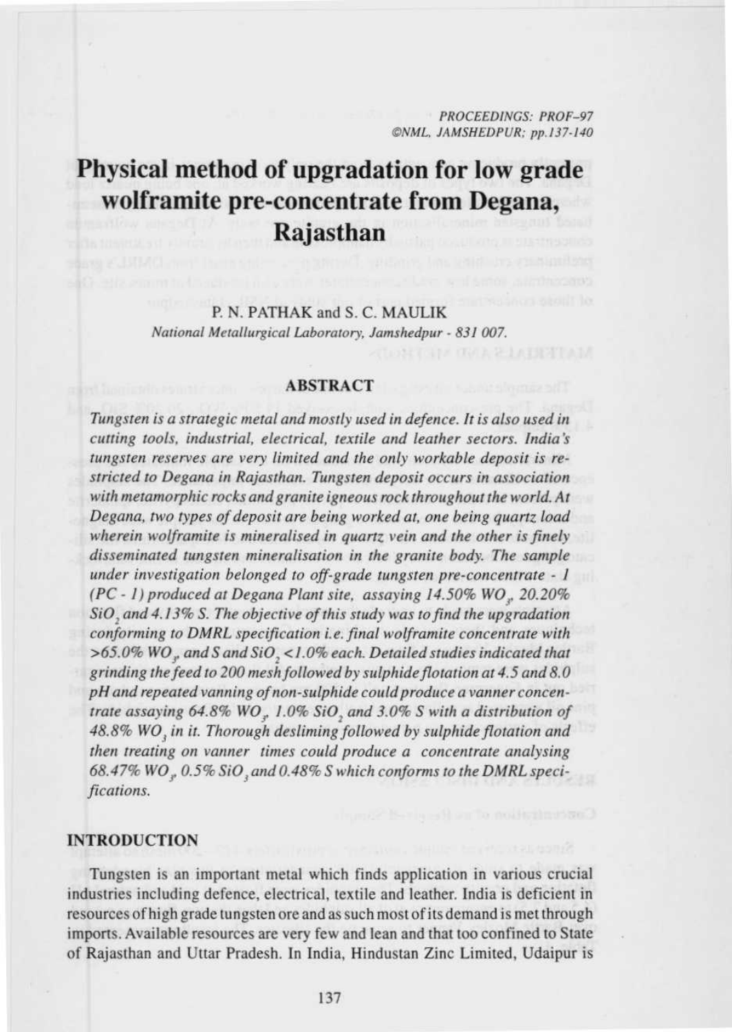# Physical method of upgradation for low grade wolframite pre-concentrate from Degana, Rajasthan

P. N. PATHAK and S. C. MAULIK

*National Metallurgical Laboratory, Jamshedpur - 831 007.*

## ABSTRACT

*Tungsten is a strategic metal and mostly used in defence. It is also used in cutting tools, industrial, electrical, textile and leather sectors. India's tungsten reserves are very limited and the only workable deposit is restricted to Degana in Rajasthan. Tungsten deposit occurs in association with metamorphic rocks and granite igneous rock throughout the world. At Degana, two types of deposit are being worked at, one being quartz load wherein wolframite is mineralised in quartz vein and the other is finely disseminated tungsten mineralisation in the granite body. The sample under investigation belonged to off-grade tungsten pre-concentrate - 1 (PC - 1) produced at Degana Plant site, assaying 14.50% $WO_3$, 20.20% $SiO_2$ and 4.13% S. The objective of this study was to find the upgradation conforming to DMRL specification i.e. final wolframite concentrate with >65.0% $WO_3$, and S and $SiO_2$ <1.0% each. Detailed studies indicated that grinding the feed to 200 mesh followed by sulphide flotation at 4.5 and 8.0 pH and repeated vanning of non-sulphide could produce a vanner concentrate assaying 64.8% $WO_3$, 1.0% $SiO_2$ and 3.0% S with a distribution of 48.8% $WO_3$ in it. Thorough desliming followed by sulphide flotation and then treating on vanner times could produce a concentrate analysing 68.47% $WO_3$, 0.5% $SiO_3$ and 0.48% S which conforms to the DMRL specifications.*

## INTRODUCTION

Tungsten is an important metal which finds application in various crucial industries including defence, electrical, textile and leather. India is deficient in resources of high grade tungsten ore and as such most of its demand is met through imports. Available resources are very few and lean and that too confined to State of Rajasthan and Uttar Pradesh. In India, Hindustan Zinc Limited, Udaipur is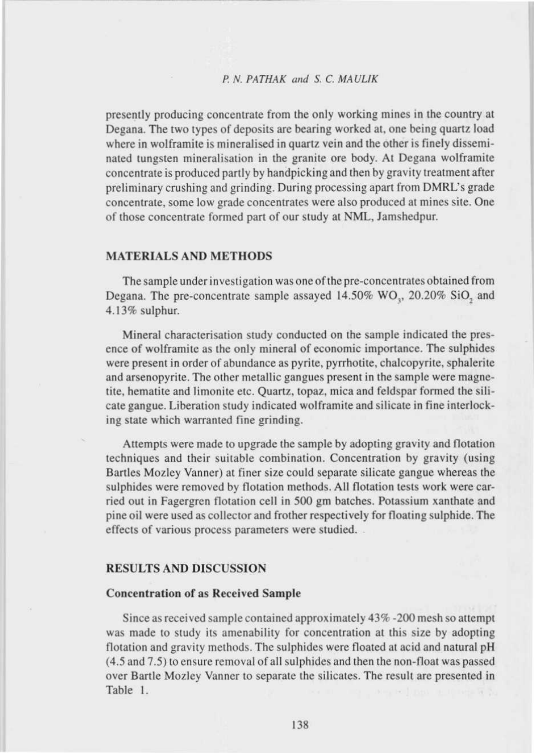presently producing concentrate from the only working mines in the country at Degana. The two types of deposits are bearing worked at, one being quartz load where in wolframite is mineralised in quartz vein and the other is finely disseminated tungsten mineralisation in the granite ore body. At Degana wolframite concentrate is produced partly by handpicking and then by gravity treatment after preliminary crushing and grinding. During processing apart from DMRL's grade concentrate, some low grade concentrates were also produced at mines site. One of those concentrate formed part of our study at NML, Jamshedpur.

## MATERIALS AND METHODS

The sample under investigation was one of the pre-concentrates obtained from Degana. The pre-concentrate sample assayed 14.50% $WO_3$, 20.20% $SiO_2$ and 4.13% sulphur.

Mineral characterisation study conducted on the sample indicated the presence of wolframite as the only mineral of economic importance. The sulphides were present in order of abundance as pyrite, pyrrhotite, chalcopyrite, sphalerite and arsenopyrite. The other metallic gangues present in the sample were magnetite, hematite and limonite etc. Quartz, topaz, mica and feldspar formed the silicate gangue. Liberation study indicated wolframite and silicate in fine interlocking state which warranted fine grinding.

Attempts were made to upgrade the sample by adopting gravity and flotation techniques and their suitable combination. Concentration by gravity (using Bartles Mozley Vanner) at finer size could separate silicate gangue whereas the sulphides were removed by flotation methods. All flotation tests work were carried out in Fagergren flotation cell in 500 gm batches. Potassium xanthate and pine oil were used as collector and frother respectively for floating sulphide. The effects of various process parameters were studied.

## RESULTS AND DISCUSSION

### Concentration of as Received Sample

Since as received sample contained approximately 43% -200 mesh so attempt was made to study its amenability for concentration at this size by adopting flotation and gravity methods. The sulphides were floated at acid and natural pH (4.5 and 7.5) to ensure removal of all sulphides and then the non-float was passed over Bartle Mozley Vanner to separate the silicates. The result are presented in Table 1.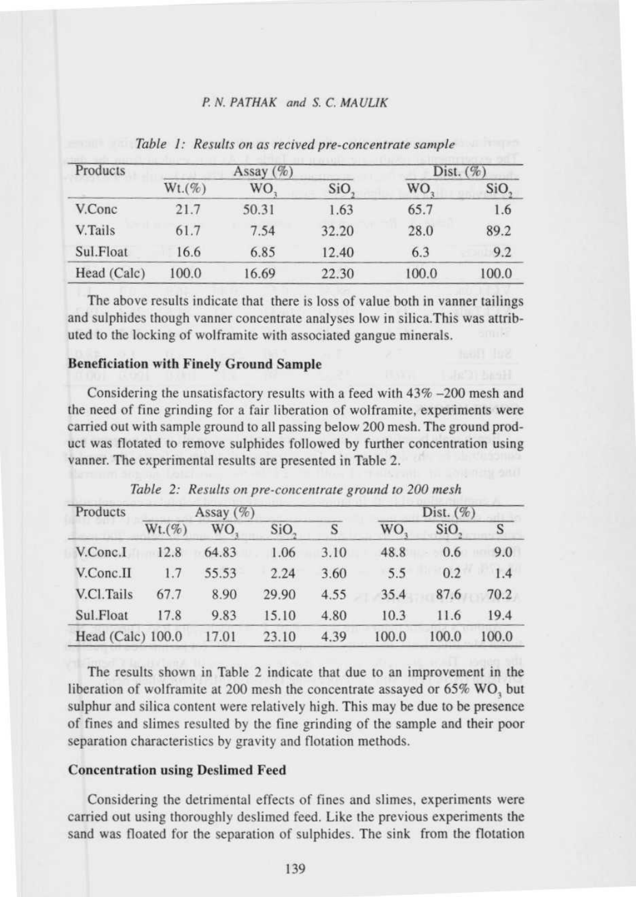*Table 1: Results on as recived pre-concentrate sample*

| Products | Wt.(%) | Assay (%) | | Dist. (%) | |
|---|---|---|---|---|---|
| | | $WO_3$ | $SiO_2$ | $WO_3$ | $SiO_2$ |
| V.Conc | 21.7 | 50.31 | 1.63 | 65.7 | 1.6 |
| V.Tails | 61.7 | 7.54 | 32.20 | 28.0 | 89.2 |
| Sul.Float | 16.6 | 6.85 | 12.40 | 6.3 | 9.2 |
| Head (Calc) | 100.0 | 16.69 | 22.30 | 100.0 | 100.0 |

The above results indicate that there is loss of value both in vanner tailings and sulphides though vanner concentrate analyses low in silica.This was attributed to the locking of wolframite with associated gangue minerals.

**Beneficiation with Finely Ground Sample**

Considering the unsatisfactory results with a feed with 43% –200 mesh and the need of fine grinding for a fair liberation of wolframite, experiments were carried out with sample ground to all passing below 200 mesh. The ground product was flotated to remove sulphides followed by further concentration using vanner. The experimental results are presented in Table 2.

*Table 2: Results on pre-concentrate ground to 200 mesh*

| Products | Wt.(%) | Assay (%) | | | Dist. (%) | | |
|---|---|---|---|---|---|---|---|
| | | $WO_3$ | $SiO_2$ | S | $WO_3$ | $SiO_2$ | S |
| V.Conc.I | 12.8 | 64.83 | 1.06 | 3.10 | 48.8 | 0.6 | 9.0 |
| V.Conc.II | 1.7 | 55.53 | 2.24 | 3.60 | 5.5 | 0.2 | 1.4 |
| V.Cl.Tails | 67.7 | 8.90 | 29.90 | 4.55 | 35.4 | 87.6 | 70.2 |
| Sul.Float | 17.8 | 9.83 | 15.10 | 4.80 | 10.3 | 11.6 | 19.4 |
| Head (Calc) | 100.0 | 17.01 | 23.10 | 4.39 | 100.0 | 100.0 | 100.0 |

The results shown in Table 2 indicate that due to an improvement in the liberation of wolframite at 200 mesh the concentrate assayed or 65% $WO_3$ but sulphur and silica content were relatively high. This may be due to be presence of fines and slimes resulted by the fine grinding of the sample and their poor separation characteristics by gravity and flotation methods.

**Concentration using Deslimed Feed**

Considering the detrimental effects of fines and slimes, experiments were carried out using thoroughly deslimed feed. Like the previous experiments the sand was floated for the separation of sulphides. The sink from the flotation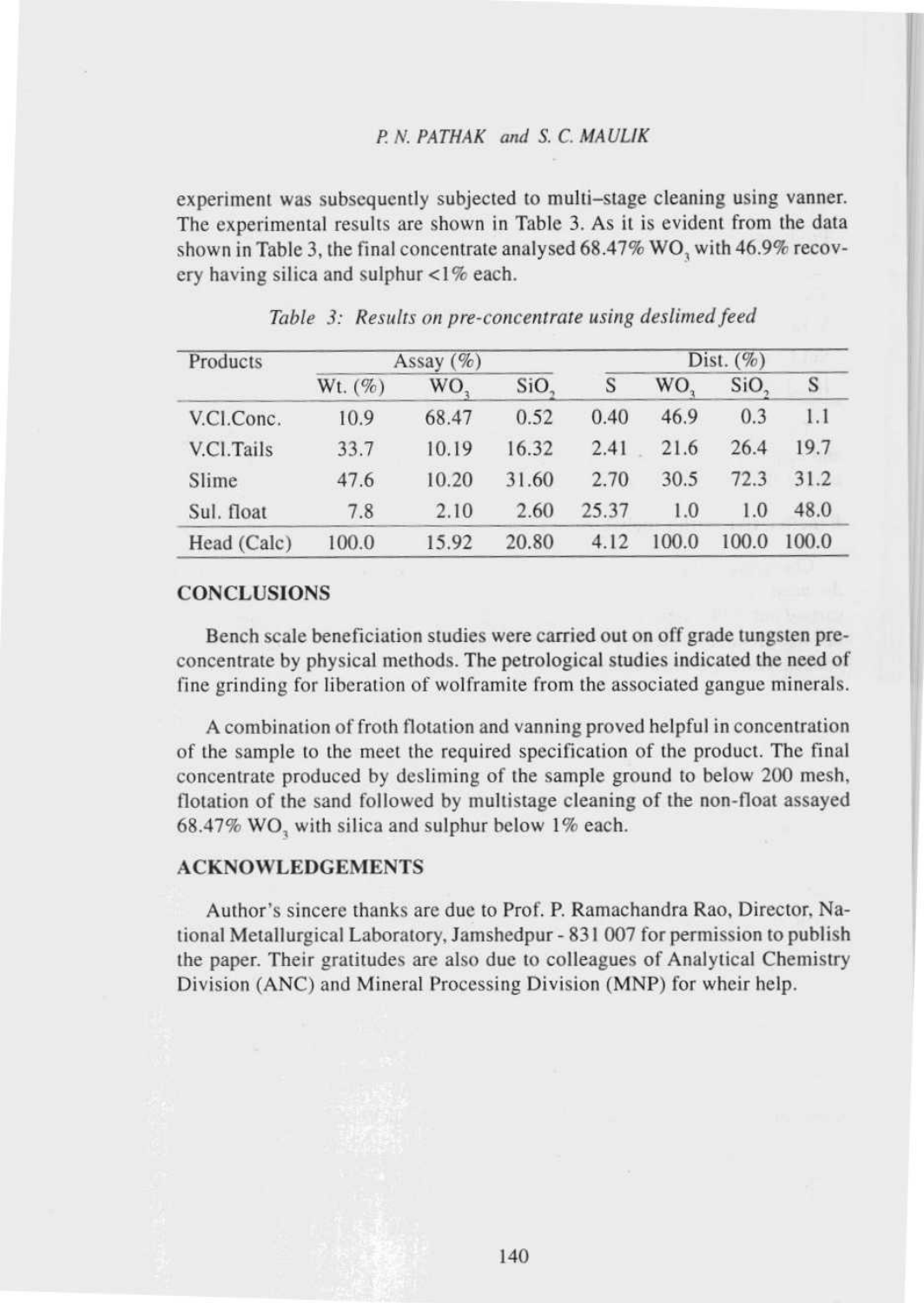experiment was subsequently subjected to multi–stage cleaning using vanner. The experimental results are shown in Table 3. As it is evident from the data shown in Table 3, the final concentrate analysed 68.47% $WO_3$ with 46.9% recovery having silica and sulphur <1% each.

*Table 3: Results on pre-concentrate using deslimed feed*

| Products | Assay (%) | | | | Dist. (%) | | |
|---|---|---|---|---|---|---|---|
| | Wt. (%) | $WO_3$ | $SiO_2$ | S | $WO_3$ | $SiO_2$ | S |
| V.Cl.Conc. | 10.9 | 68.47 | 0.52 | 0.40 | 46.9 | 0.3 | 1.1 |
| V.Cl.Tails | 33.7 | 10.19 | 16.32 | 2.41 | 21.6 | 26.4 | 19.7 |
| Slime | 47.6 | 10.20 | 31.60 | 2.70 | 30.5 | 72.3 | 31.2 |
| Sul. float | 7.8 | 2.10 | 2.60 | 25.37 | 1.0 | 1.0 | 48.0 |
| Head (Calc) | 100.0 | 15.92 | 20.80 | 4.12 | 100.0 | 100.0 | 100.0 |

## CONCLUSIONS

Bench scale beneficiation studies were carried out on off grade tungsten preconcentrate by physical methods. The petrological studies indicated the need of fine grinding for liberation of wolframite from the associated gangue minerals.

A combination of froth flotation and vanning proved helpful in concentration of the sample to the meet the required specification of the product. The final concentrate produced by desliming of the sample ground to below 200 mesh, flotation of the sand followed by multistage cleaning of the non-float assayed 68.47% $WO_3$ with silica and sulphur below 1% each.

## ACKNOWLEDGEMENTS

Author's sincere thanks are due to Prof. P. Ramachandra Rao, Director, National Metallurgical Laboratory, Jamshedpur - 831 007 for permission to publish the paper. Their gratitudes are also due to colleagues of Analytical Chemistry Division (ANC) and Mineral Processing Division (MNP) for wheir help.